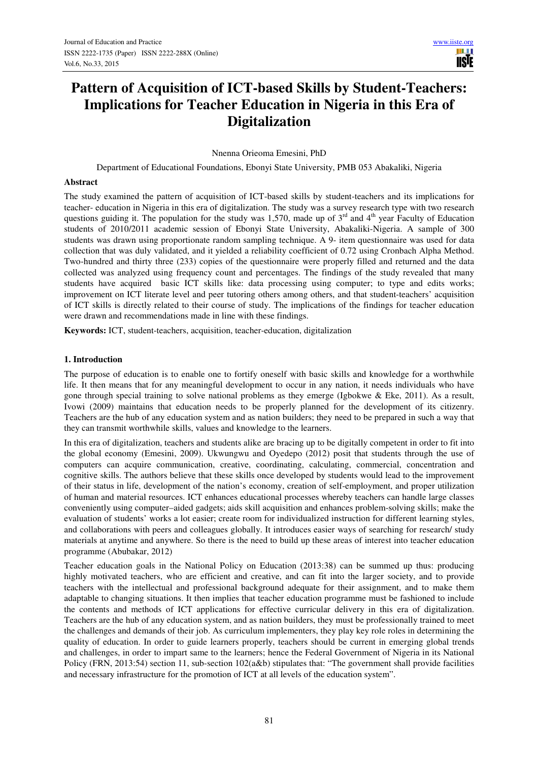# Pattern of Acquisition of ICT-based Skills by Student-Teachers: Implications for Teacher Education in Nigeria in this Era of Digitalization

Nnenna Orieoma Emesini, PhD

Department of Educational Foundations, Ebonyi State University, PMB 053 Abakaliki, Nigeria

## Abstract

The study examined the pattern of acquisition of ICT-based skills by student-teachers and its implications for teacher- education in Nigeria in this era of digitalization. The study was a survey research type with two research questions guiding it. The population for the study was 1,570, made up of 3rd and 4th year Faculty of Education students of 2010/2011 academic session of Ebonyi State University, Abakaliki-Nigeria. A sample of 300 students was drawn using proportionate random sampling technique. A 9- item questionnaire was used for data collection that was duly validated, and it yielded a reliability coefficient of 0.72 using Cronbach Alpha Method. Two-hundred and thirty three (233) copies of the questionnaire were properly filled and returned and the data collected was analyzed using frequency count and percentages. The findings of the study revealed that many students have acquired basic ICT skills like: data processing using computer; to type and edits works; improvement on ICT literate level and peer tutoring others among others, and that student-teachers' acquisition of ICT skills is directly related to their course of study. The implications of the findings for teacher education were drawn and recommendations made in line with these findings.

**Keywords:** ICT, student-teachers, acquisition, teacher-education, digitalization

## 1. Introduction

The purpose of education is to enable one to fortify oneself with basic skills and knowledge for a worthwhile life. It then means that for any meaningful development to occur in any nation, it needs individuals who have gone through special training to solve national problems as they emerge (Igbokwe & Eke, 2011). As a result, Ivowi (2009) maintains that education needs to be properly planned for the development of its citizenry. Teachers are the hub of any education system and as nation builders; they need to be prepared in such a way that they can transmit worthwhile skills, values and knowledge to the learners.

In this era of digitalization, teachers and students alike are bracing up to be digitally competent in order to fit into the global economy (Emesini, 2009). Ukwungwu and Oyedepo (2012) posit that students through the use of computers can acquire communication, creative, coordinating, calculating, commercial, concentration and cognitive skills. The authors believe that these skills once developed by students would lead to the improvement of their status in life, development of the nation's economy, creation of self-employment, and proper utilization of human and material resources. ICT enhances educational processes whereby teachers can handle large classes conveniently using computer–aided gadgets; aids skill acquisition and enhances problem-solving skills; make the evaluation of students' works a lot easier; create room for individualized instruction for different learning styles, and collaborations with peers and colleagues globally. It introduces easier ways of searching for research/ study materials at anytime and anywhere. So there is the need to build up these areas of interest into teacher education programme (Abubakar, 2012)

Teacher education goals in the National Policy on Education (2013:38) can be summed up thus: producing highly motivated teachers, who are efficient and creative, and can fit into the larger society, and to provide teachers with the intellectual and professional background adequate for their assignment, and to make them adaptable to changing situations. It then implies that teacher education programme must be fashioned to include the contents and methods of ICT applications for effective curricular delivery in this era of digitalization. Teachers are the hub of any education system, and as nation builders, they must be professionally trained to meet the challenges and demands of their job. As curriculum implementers, they play key role roles in determining the quality of education. In order to guide learners properly, teachers should be current in emerging global trends and challenges, in order to impart same to the learners; hence the Federal Government of Nigeria in its National Policy (FRN, 2013:54) section 11, sub-section 102(a&b) stipulates that: "The government shall provide facilities and necessary infrastructure for the promotion of ICT at all levels of the education system".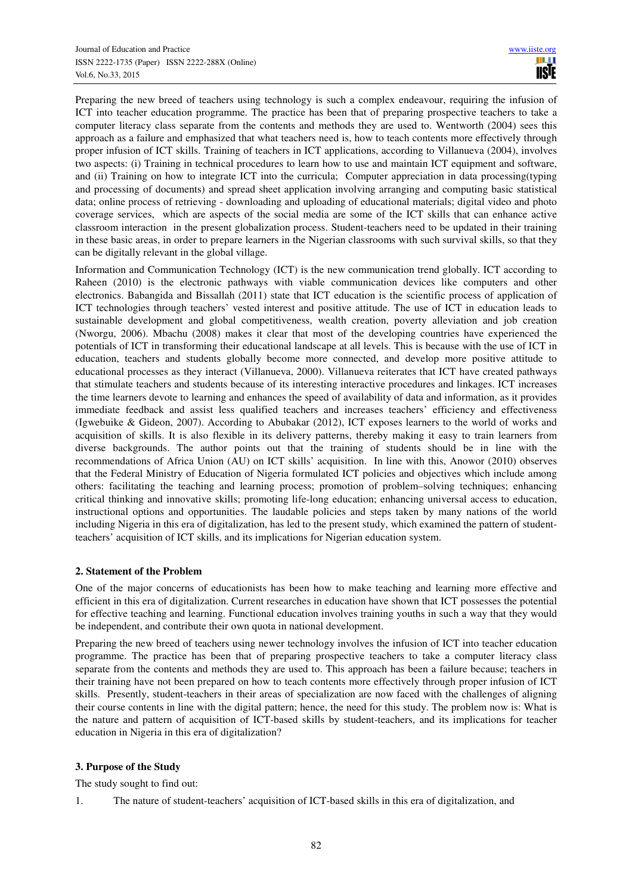Preparing the new breed of teachers using technology is such a complex endeavour, requiring the infusion of ICT into teacher education programme. The practice has been that of preparing prospective teachers to take a computer literacy class separate from the contents and methods they are used to. Wentworth (2004) sees this approach as a failure and emphasized that what teachers need is, how to teach contents more effectively through proper infusion of ICT skills. Training of teachers in ICT applications, according to Villanueva (2004), involves two aspects: (i) Training in technical procedures to learn how to use and maintain ICT equipment and software, and (ii) Training on how to integrate ICT into the curricula; Computer appreciation in data processing(typing and processing of documents) and spread sheet application involving arranging and computing basic statistical data; online process of retrieving - downloading and uploading of educational materials; digital video and photo coverage services, which are aspects of the social media are some of the ICT skills that can enhance active classroom interaction in the present globalization process. Student-teachers need to be updated in their training in these basic areas, in order to prepare learners in the Nigerian classrooms with such survival skills, so that they can be digitally relevant in the global village.

Information and Communication Technology (ICT) is the new communication trend globally. ICT according to Raheen (2010) is the electronic pathways with viable communication devices like computers and other electronics. Babangida and Bissallah (2011) state that ICT education is the scientific process of application of ICT technologies through teachers' vested interest and positive attitude. The use of ICT in education leads to sustainable development and global competitiveness, wealth creation, poverty alleviation and job creation (Nworgu, 2006). Mbachu (2008) makes it clear that most of the developing countries have experienced the potentials of ICT in transforming their educational landscape at all levels. This is because with the use of ICT in education, teachers and students globally become more connected, and develop more positive attitude to educational processes as they interact (Villanueva, 2000). Villanueva reiterates that ICT have created pathways that stimulate teachers and students because of its interesting interactive procedures and linkages. ICT increases the time learners devote to learning and enhances the speed of availability of data and information, as it provides immediate feedback and assist less qualified teachers and increases teachers' efficiency and effectiveness (Igwebuike & Gideon, 2007). According to Abubakar (2012), ICT exposes learners to the world of works and acquisition of skills. It is also flexible in its delivery patterns, thereby making it easy to train learners from diverse backgrounds. The author points out that the training of students should be in line with the recommendations of Africa Union (AU) on ICT skills' acquisition. In line with this, Anowor (2010) observes that the Federal Ministry of Education of Nigeria formulated ICT policies and objectives which include among others: facilitating the teaching and learning process; promotion of problem–solving techniques; enhancing critical thinking and innovative skills; promoting life-long education; enhancing universal access to education, instructional options and opportunities. The laudable policies and steps taken by many nations of the world including Nigeria in this era of digitalization, has led to the present study, which examined the pattern of student-teachers' acquisition of ICT skills, and its implications for Nigerian education system.

## 2. Statement of the Problem

One of the major concerns of educationists has been how to make teaching and learning more effective and efficient in this era of digitalization. Current researches in education have shown that ICT possesses the potential for effective teaching and learning. Functional education involves training youths in such a way that they would be independent, and contribute their own quota in national development.

Preparing the new breed of teachers using newer technology involves the infusion of ICT into teacher education programme. The practice has been that of preparing prospective teachers to take a computer literacy class separate from the contents and methods they are used to. This approach has been a failure because; teachers in their training have not been prepared on how to teach contents more effectively through proper infusion of ICT skills. Presently, student-teachers in their areas of specialization are now faced with the challenges of aligning their course contents in line with the digital pattern; hence, the need for this study. The problem now is: What is the nature and pattern of acquisition of ICT-based skills by student-teachers, and its implications for teacher education in Nigeria in this era of digitalization?

## 3. Purpose of the Study

The study sought to find out:

1. The nature of student-teachers' acquisition of ICT-based skills in this era of digitalization, and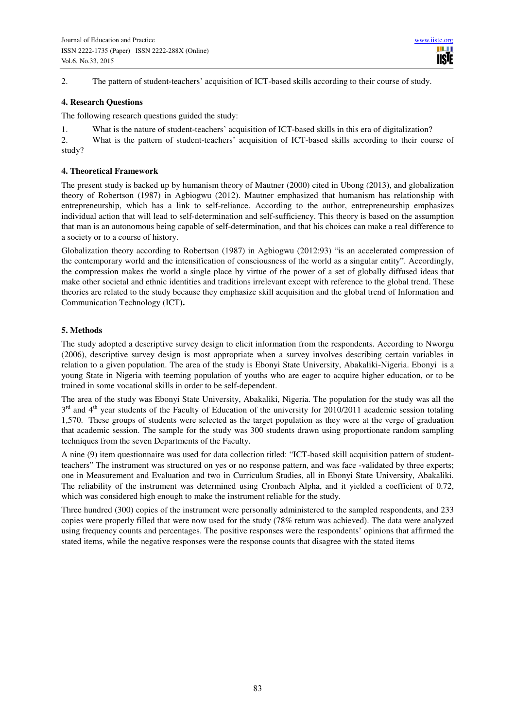2. The pattern of student-teachers' acquisition of ICT-based skills according to their course of study.

## 4. Research Questions

The following research questions guided the study:

1. What is the nature of student-teachers' acquisition of ICT-based skills in this era of digitalization?
2. What is the pattern of student-teachers' acquisition of ICT-based skills according to their course of study?

## 4. Theoretical Framework

The present study is backed up by humanism theory of Mautner (2000) cited in Ubong (2013), and globalization theory of Robertson (1987) in Agbiogwu (2012). Mautner emphasized that humanism has relationship with entrepreneurship, which has a link to self-reliance. According to the author, entrepreneurship emphasizes individual action that will lead to self-determination and self-sufficiency. This theory is based on the assumption that man is an autonomous being capable of self-determination, and that his choices can make a real difference to a society or to a course of history.

Globalization theory according to Robertson (1987) in Agbiogwu (2012:93) "is an accelerated compression of the contemporary world and the intensification of consciousness of the world as a singular entity". Accordingly, the compression makes the world a single place by virtue of the power of a set of globally diffused ideas that make other societal and ethnic identities and traditions irrelevant except with reference to the global trend. These theories are related to the study because they emphasize skill acquisition and the global trend of Information and Communication Technology (ICT).

## 5. Methods

The study adopted a descriptive survey design to elicit information from the respondents. According to Nworgu (2006), descriptive survey design is most appropriate when a survey involves describing certain variables in relation to a given population. The area of the study is Ebonyi State University, Abakaliki-Nigeria. Ebonyi is a young State in Nigeria with teeming population of youths who are eager to acquire higher education, or to be trained in some vocational skills in order to be self-dependent.

The area of the study was Ebonyi State University, Abakaliki, Nigeria. The population for the study was all the 3rd and 4th year students of the Faculty of Education of the university for 2010/2011 academic session totaling 1,570. These groups of students were selected as the target population as they were at the verge of graduation that academic session. The sample for the study was 300 students drawn using proportionate random sampling techniques from the seven Departments of the Faculty.

A nine (9) item questionnaire was used for data collection titled: "ICT-based skill acquisition pattern of student-teachers" The instrument was structured on yes or no response pattern, and was face -validated by three experts; one in Measurement and Evaluation and two in Curriculum Studies, all in Ebonyi State University, Abakaliki. The reliability of the instrument was determined using Cronbach Alpha, and it yielded a coefficient of 0.72, which was considered high enough to make the instrument reliable for the study.

Three hundred (300) copies of the instrument were personally administered to the sampled respondents, and 233 copies were properly filled that were now used for the study (78% return was achieved). The data were analyzed using frequency counts and percentages. The positive responses were the respondents' opinions that affirmed the stated items, while the negative responses were the response counts that disagree with the stated items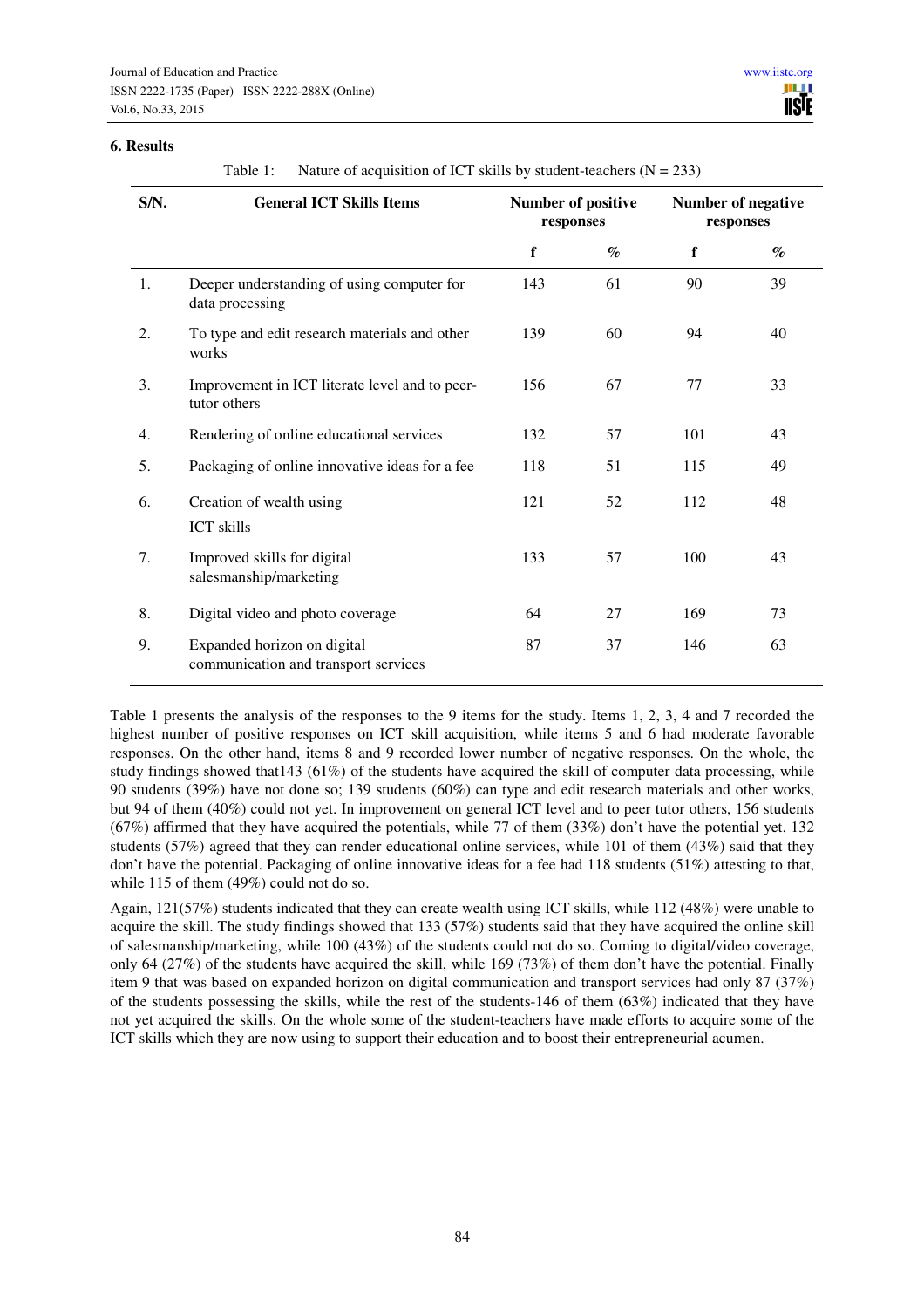## 6. Results

Table 1: Nature of acquisition of ICT skills by student-teachers (N = 233)

| S/N. | General ICT Skills Items | Number of positive responses | | Number of negative responses | |
|---|---|---|---|---|---|
| | | f | % | f | % |
| 1. | Deeper understanding of using computer for data processing | 143 | 61 | 90 | 39 |
| 2. | To type and edit research materials and other works | 139 | 60 | 94 | 40 |
| 3. | Improvement in ICT literate level and to peer-tutor others | 156 | 67 | 77 | 33 |
| 4. | Rendering of online educational services | 132 | 57 | 101 | 43 |
| 5. | Packaging of online innovative ideas for a fee | 118 | 51 | 115 | 49 |
| 6. | Creation of wealth using ICT skills | 121 | 52 | 112 | 48 |
| 7. | Improved skills for digital salesmanship/marketing | 133 | 57 | 100 | 43 |
| 8. | Digital video and photo coverage | 64 | 27 | 169 | 73 |
| 9. | Expanded horizon on digital communication and transport services | 87 | 37 | 146 | 63 |

Table 1 presents the analysis of the responses to the 9 items for the study. Items 1, 2, 3, 4 and 7 recorded the highest number of positive responses on ICT skill acquisition, while items 5 and 6 had moderate favorable responses. On the other hand, items 8 and 9 recorded lower number of negative responses. On the whole, the study findings showed that143 (61%) of the students have acquired the skill of computer data processing, while 90 students (39%) have not done so; 139 students (60%) can type and edit research materials and other works, but 94 of them (40%) could not yet. In improvement on general ICT level and to peer tutor others, 156 students (67%) affirmed that they have acquired the potentials, while 77 of them (33%) don't have the potential yet. 132 students (57%) agreed that they can render educational online services, while 101 of them (43%) said that they don't have the potential. Packaging of online innovative ideas for a fee had 118 students (51%) attesting to that, while 115 of them (49%) could not do so.

Again, 121(57%) students indicated that they can create wealth using ICT skills, while 112 (48%) were unable to acquire the skill. The study findings showed that 133 (57%) students said that they have acquired the online skill of salesmanship/marketing, while 100 (43%) of the students could not do so. Coming to digital/video coverage, only 64 (27%) of the students have acquired the skill, while 169 (73%) of them don't have the potential. Finally item 9 that was based on expanded horizon on digital communication and transport services had only 87 (37%) of the students possessing the skills, while the rest of the students-146 of them (63%) indicated that they have not yet acquired the skills. On the whole some of the student-teachers have made efforts to acquire some of the ICT skills which they are now using to support their education and to boost their entrepreneurial acumen.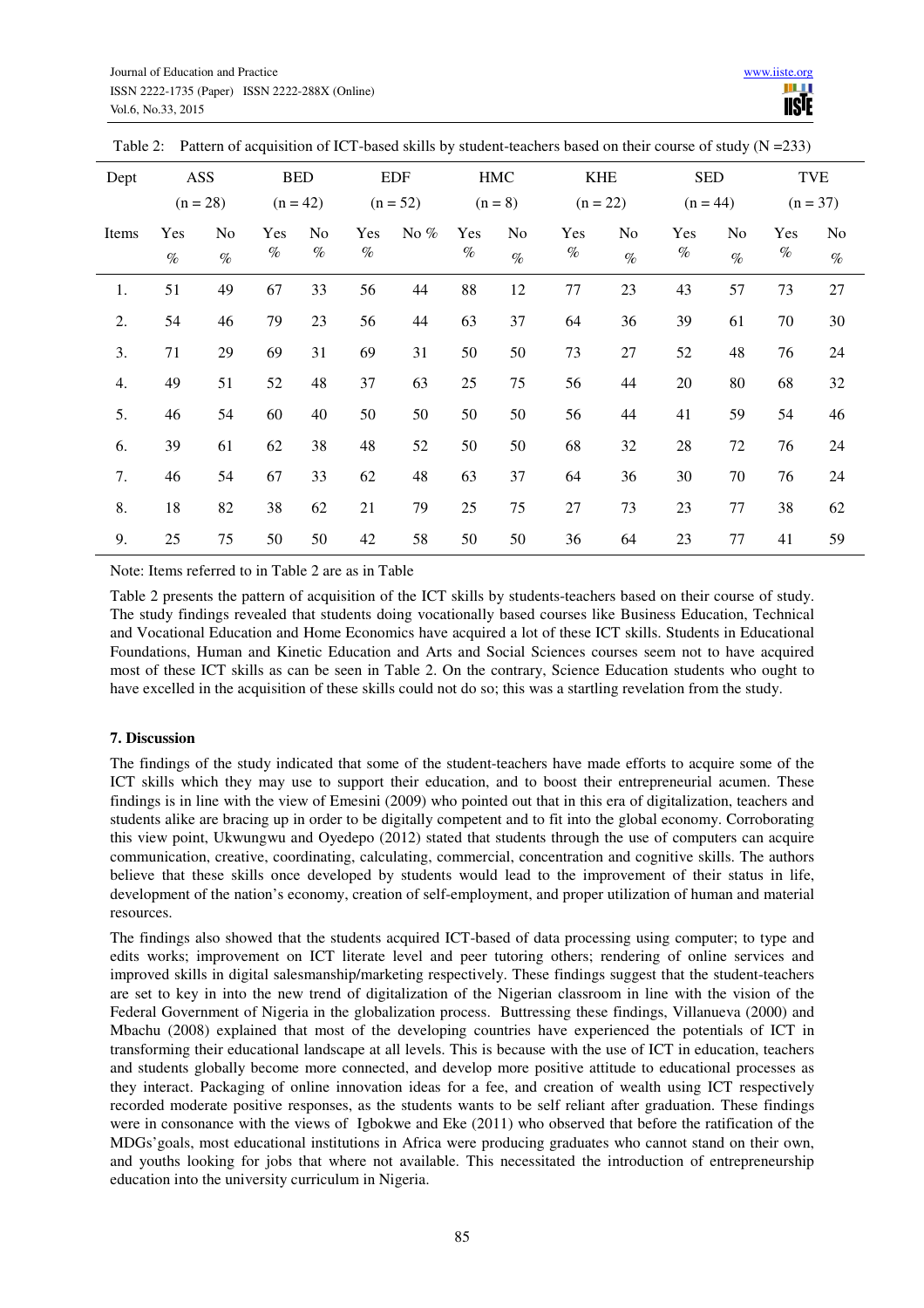Table 2: Pattern of acquisition of ICT-based skills by student-teachers based on their course of study (N =233)

| Dept | ASS (n = 28) | | BED (n = 42) | | EDF (n = 52) | | HMC (n = 8) | | KHE (n = 22) | | SED (n = 44) | | TVE (n = 37) | |
|---|---|---|---|---|---|---|---|---|---|---|---|---|---|---|
| Items | Yes % | No % | Yes % | No % | Yes % | No % | Yes % | No % | Yes % | No % | Yes % | No % | Yes % | No % |
| 1. | 51 | 49 | 67 | 33 | 56 | 44 | 88 | 12 | 77 | 23 | 43 | 57 | 73 | 27 |
| 2. | 54 | 46 | 79 | 23 | 56 | 44 | 63 | 37 | 64 | 36 | 39 | 61 | 70 | 30 |
| 3. | 71 | 29 | 69 | 31 | 69 | 31 | 50 | 50 | 73 | 27 | 52 | 48 | 76 | 24 |
| 4. | 49 | 51 | 52 | 48 | 37 | 63 | 25 | 75 | 56 | 44 | 20 | 80 | 68 | 32 |
| 5. | 46 | 54 | 60 | 40 | 50 | 50 | 50 | 50 | 56 | 44 | 41 | 59 | 54 | 46 |
| 6. | 39 | 61 | 62 | 38 | 48 | 52 | 50 | 50 | 68 | 32 | 28 | 72 | 76 | 24 |
| 7. | 46 | 54 | 67 | 33 | 62 | 48 | 63 | 37 | 64 | 36 | 30 | 70 | 76 | 24 |
| 8. | 18 | 82 | 38 | 62 | 21 | 79 | 25 | 75 | 27 | 73 | 23 | 77 | 38 | 62 |
| 9. | 25 | 75 | 50 | 50 | 42 | 58 | 50 | 50 | 36 | 64 | 23 | 77 | 41 | 59 |

Note: Items referred to in Table 2 are as in Table

Table 2 presents the pattern of acquisition of the ICT skills by students-teachers based on their course of study. The study findings revealed that students doing vocationally based courses like Business Education, Technical and Vocational Education and Home Economics have acquired a lot of these ICT skills. Students in Educational Foundations, Human and Kinetic Education and Arts and Social Sciences courses seem not to have acquired most of these ICT skills as can be seen in Table 2. On the contrary, Science Education students who ought to have excelled in the acquisition of these skills could not do so; this was a startling revelation from the study.

## 7. Discussion

The findings of the study indicated that some of the student-teachers have made efforts to acquire some of the ICT skills which they may use to support their education, and to boost their entrepreneurial acumen. These findings is in line with the view of Emesini (2009) who pointed out that in this era of digitalization, teachers and students alike are bracing up in order to be digitally competent and to fit into the global economy. Corroborating this view point, Ukwungwu and Oyedepo (2012) stated that students through the use of computers can acquire communication, creative, coordinating, calculating, commercial, concentration and cognitive skills. The authors believe that these skills once developed by students would lead to the improvement of their status in life, development of the nation's economy, creation of self-employment, and proper utilization of human and material resources.

The findings also showed that the students acquired ICT-based of data processing using computer; to type and edits works; improvement on ICT literate level and peer tutoring others; rendering of online services and improved skills in digital salesmanship/marketing respectively. These findings suggest that the student-teachers are set to key in into the new trend of digitalization of the Nigerian classroom in line with the vision of the Federal Government of Nigeria in the globalization process. Buttressing these findings, Villanueva (2000) and Mbachu (2008) explained that most of the developing countries have experienced the potentials of ICT in transforming their educational landscape at all levels. This is because with the use of ICT in education, teachers and students globally become more connected, and develop more positive attitude to educational processes as they interact. Packaging of online innovation ideas for a fee, and creation of wealth using ICT respectively recorded moderate positive responses, as the students wants to be self reliant after graduation. These findings were in consonance with the views of Igbokwe and Eke (2011) who observed that before the ratification of the MDGs'goals, most educational institutions in Africa were producing graduates who cannot stand on their own, and youths looking for jobs that where not available. This necessitated the introduction of entrepreneurship education into the university curriculum in Nigeria.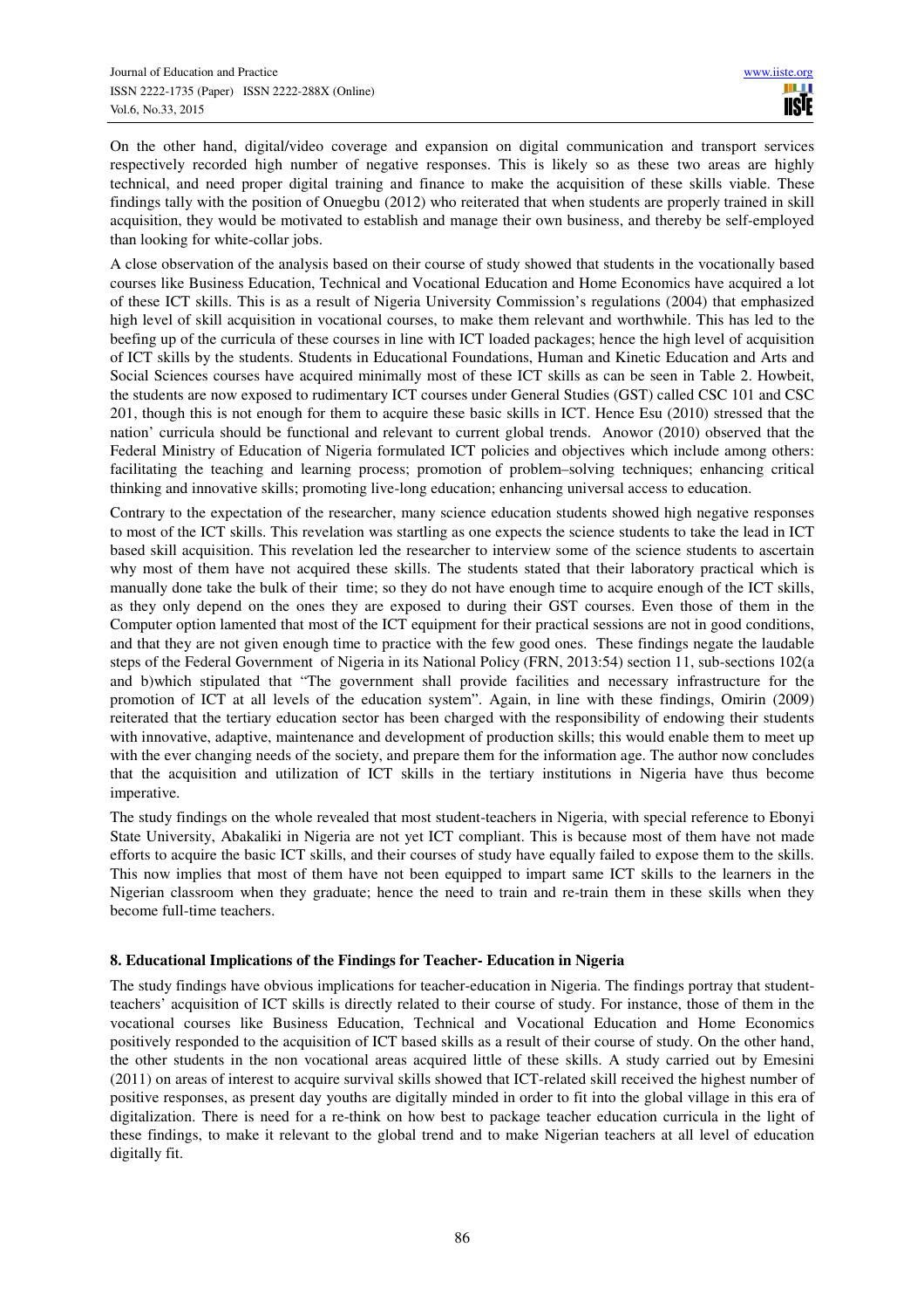On the other hand, digital/video coverage and expansion on digital communication and transport services respectively recorded high number of negative responses. This is likely so as these two areas are highly technical, and need proper digital training and finance to make the acquisition of these skills viable. These findings tally with the position of Onuegbu (2012) who reiterated that when students are properly trained in skill acquisition, they would be motivated to establish and manage their own business, and thereby be self-employed than looking for white-collar jobs.

A close observation of the analysis based on their course of study showed that students in the vocationally based courses like Business Education, Technical and Vocational Education and Home Economics have acquired a lot of these ICT skills. This is as a result of Nigeria University Commission's regulations (2004) that emphasized high level of skill acquisition in vocational courses, to make them relevant and worthwhile. This has led to the beefing up of the curricula of these courses in line with ICT loaded packages; hence the high level of acquisition of ICT skills by the students. Students in Educational Foundations, Human and Kinetic Education and Arts and Social Sciences courses have acquired minimally most of these ICT skills as can be seen in Table 2. Howbeit, the students are now exposed to rudimentary ICT courses under General Studies (GST) called CSC 101 and CSC 201, though this is not enough for them to acquire these basic skills in ICT. Hence Esu (2010) stressed that the nation' curricula should be functional and relevant to current global trends. Anowor (2010) observed that the Federal Ministry of Education of Nigeria formulated ICT policies and objectives which include among others: facilitating the teaching and learning process; promotion of problem–solving techniques; enhancing critical thinking and innovative skills; promoting live-long education; enhancing universal access to education.

Contrary to the expectation of the researcher, many science education students showed high negative responses to most of the ICT skills. This revelation was startling as one expects the science students to take the lead in ICT based skill acquisition. This revelation led the researcher to interview some of the science students to ascertain why most of them have not acquired these skills. The students stated that their laboratory practical which is manually done take the bulk of their time; so they do not have enough time to acquire enough of the ICT skills, as they only depend on the ones they are exposed to during their GST courses. Even those of them in the Computer option lamented that most of the ICT equipment for their practical sessions are not in good conditions, and that they are not given enough time to practice with the few good ones. These findings negate the laudable steps of the Federal Government of Nigeria in its National Policy (FRN, 2013:54) section 11, sub-sections 102(a and b)which stipulated that "The government shall provide facilities and necessary infrastructure for the promotion of ICT at all levels of the education system". Again, in line with these findings, Omirin (2009) reiterated that the tertiary education sector has been charged with the responsibility of endowing their students with innovative, adaptive, maintenance and development of production skills; this would enable them to meet up with the ever changing needs of the society, and prepare them for the information age. The author now concludes that the acquisition and utilization of ICT skills in the tertiary institutions in Nigeria have thus become imperative.

The study findings on the whole revealed that most student-teachers in Nigeria, with special reference to Ebonyi State University, Abakaliki in Nigeria are not yet ICT compliant. This is because most of them have not made efforts to acquire the basic ICT skills, and their courses of study have equally failed to expose them to the skills. This now implies that most of them have not been equipped to impart same ICT skills to the learners in the Nigerian classroom when they graduate; hence the need to train and re-train them in these skills when they become full-time teachers.

## 8. Educational Implications of the Findings for Teacher- Education in Nigeria

The study findings have obvious implications for teacher-education in Nigeria. The findings portray that student-teachers' acquisition of ICT skills is directly related to their course of study. For instance, those of them in the vocational courses like Business Education, Technical and Vocational Education and Home Economics positively responded to the acquisition of ICT based skills as a result of their course of study. On the other hand, the other students in the non vocational areas acquired little of these skills. A study carried out by Emesini (2011) on areas of interest to acquire survival skills showed that ICT-related skill received the highest number of positive responses, as present day youths are digitally minded in order to fit into the global village in this era of digitalization. There is need for a re-think on how best to package teacher education curricula in the light of these findings, to make it relevant to the global trend and to make Nigerian teachers at all level of education digitally fit.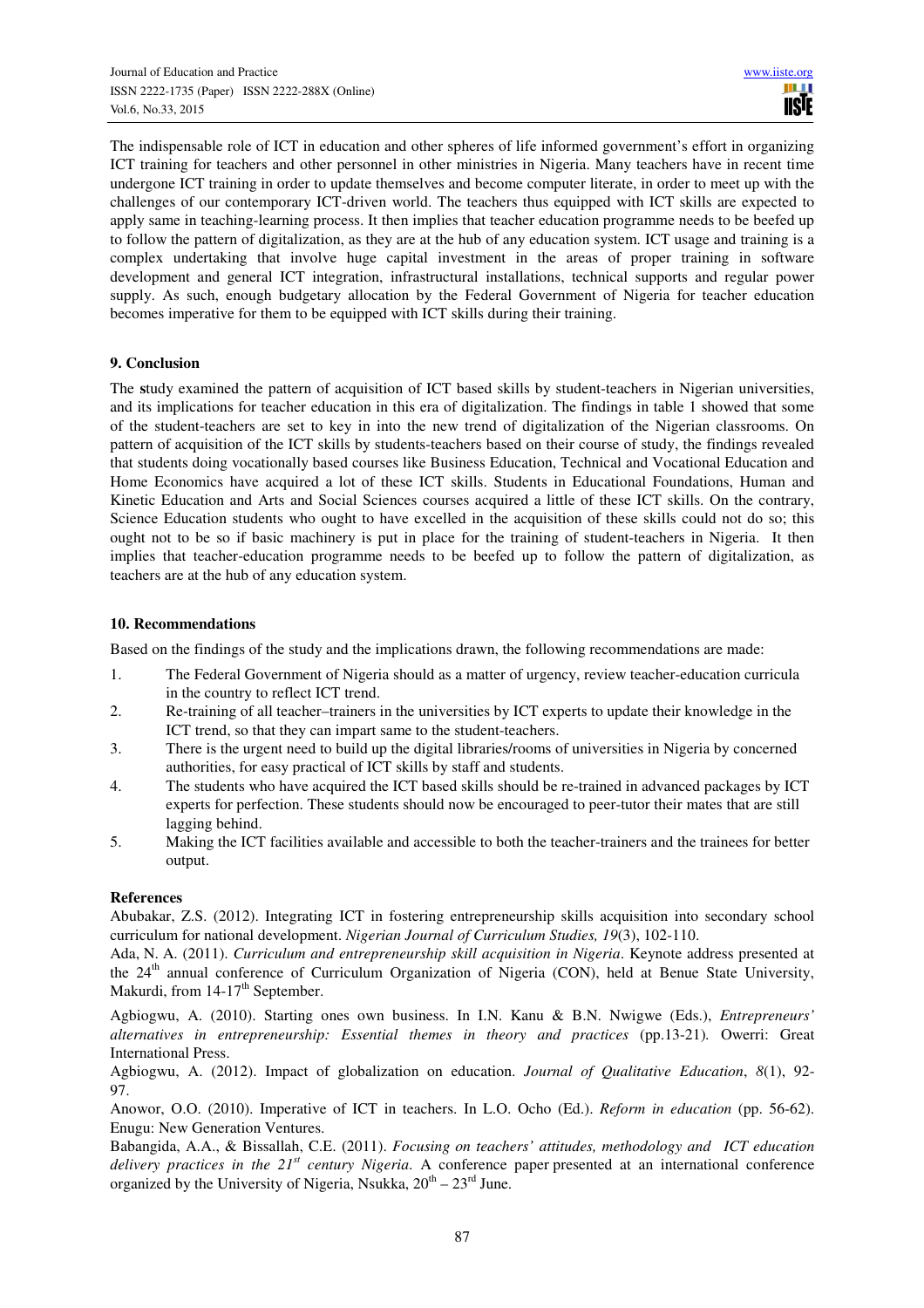The indispensable role of ICT in education and other spheres of life informed government's effort in organizing ICT training for teachers and other personnel in other ministries in Nigeria. Many teachers have in recent time undergone ICT training in order to update themselves and become computer literate, in order to meet up with the challenges of our contemporary ICT-driven world. The teachers thus equipped with ICT skills are expected to apply same in teaching-learning process. It then implies that teacher education programme needs to be beefed up to follow the pattern of digitalization, as they are at the hub of any education system. ICT usage and training is a complex undertaking that involve huge capital investment in the areas of proper training in software development and general ICT integration, infrastructural installations, technical supports and regular power supply. As such, enough budgetary allocation by the Federal Government of Nigeria for teacher education becomes imperative for them to be equipped with ICT skills during their training.

## 9. Conclusion

The **s**tudy examined the pattern of acquisition of ICT based skills by student-teachers in Nigerian universities, and its implications for teacher education in this era of digitalization. The findings in table 1 showed that some of the student-teachers are set to key in into the new trend of digitalization of the Nigerian classrooms. On pattern of acquisition of the ICT skills by students-teachers based on their course of study, the findings revealed that students doing vocationally based courses like Business Education, Technical and Vocational Education and Home Economics have acquired a lot of these ICT skills. Students in Educational Foundations, Human and Kinetic Education and Arts and Social Sciences courses acquired a little of these ICT skills. On the contrary, Science Education students who ought to have excelled in the acquisition of these skills could not do so; this ought not to be so if basic machinery is put in place for the training of student-teachers in Nigeria. It then implies that teacher-education programme needs to be beefed up to follow the pattern of digitalization, as teachers are at the hub of any education system.

## 10. Recommendations

Based on the findings of the study and the implications drawn, the following recommendations are made:

1. The Federal Government of Nigeria should as a matter of urgency, review teacher-education curricula in the country to reflect ICT trend.
2. Re-training of all teacher–trainers in the universities by ICT experts to update their knowledge in the ICT trend, so that they can impart same to the student-teachers.
3. There is the urgent need to build up the digital libraries/rooms of universities in Nigeria by concerned authorities, for easy practical of ICT skills by staff and students.
4. The students who have acquired the ICT based skills should be re-trained in advanced packages by ICT experts for perfection. These students should now be encouraged to peer-tutor their mates that are still lagging behind.
5. Making the ICT facilities available and accessible to both the teacher-trainers and the trainees for better output.

## References

Abubakar, Z.S. (2012). Integrating ICT in fostering entrepreneurship skills acquisition into secondary school curriculum for national development. *Nigerian Journal of Curriculum Studies, 19*(3), 102-110.

Ada, N. A. (2011). *Curriculum and entrepreneurship skill acquisition in Nigeria*. Keynote address presented at the 24th annual conference of Curriculum Organization of Nigeria (CON), held at Benue State University, Makurdi, from 14-17th September.

Agbiogwu, A. (2010). Starting ones own business. In I.N. Kanu & B.N. Nwigwe (Eds.), *Entrepreneurs' alternatives in entrepreneurship: Essential themes in theory and practices* (pp.13-21). Owerri: Great International Press.

Agbiogwu, A. (2012). Impact of globalization on education. *Journal of Qualitative Education*, *8*(1), 92-97.

Anowor, O.O. (2010). Imperative of ICT in teachers. In L.O. Ocho (Ed.). *Reform in education* (pp. 56-62). Enugu: New Generation Ventures.

Babangida, A.A., & Bissallah, C.E. (2011). *Focusing on teachers' attitudes, methodology and ICT education delivery practices in the 21st century Nigeria*. A conference paper presented at an international conference organized by the University of Nigeria, Nsukka, 20th – 23rd June.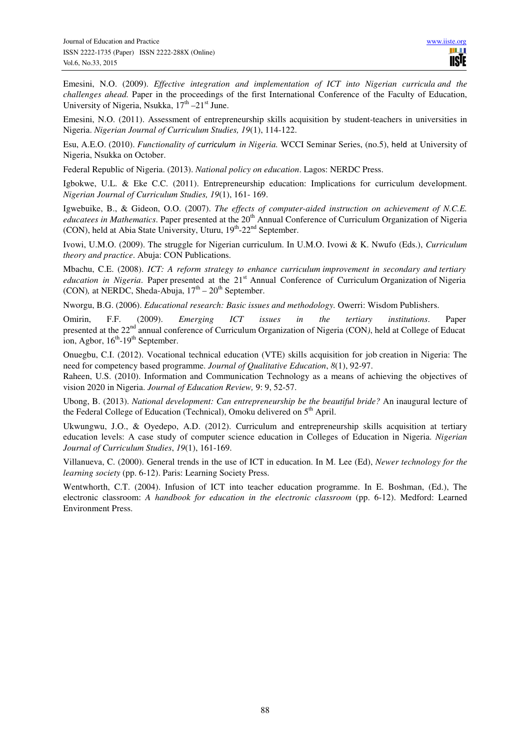Emesini, N.O. (2009). *Effective integration and implementation of ICT into Nigerian curricula and the challenges ahead.* Paper in the proceedings of the first International Conference of the Faculty of Education, University of Nigeria, Nsukka, 17th –21st June.

Emesini, N.O. (2011). Assessment of entrepreneurship skills acquisition by student-teachers in universities in Nigeria. *Nigerian Journal of Curriculum Studies, 19*(1), 114-122.

Esu, A.E.O. (2010). *Functionality of curriculum in Nigeria.* WCCI Seminar Series, (no.5), held at University of Nigeria, Nsukka on October.

Federal Republic of Nigeria. (2013). *National policy on education*. Lagos: NERDC Press.

Igbokwe, U.L. & Eke C.C. (2011). Entrepreneurship education: Implications for curriculum development. *Nigerian Journal of Curriculum Studies, 19*(1), 161- 169.

Igwebuike, B., & Gideon, O.O. (2007). *The effects of computer-aided instruction on achievement of N.C.E. educatees in Mathematics*. Paper presented at the 20th Annual Conference of Curriculum Organization of Nigeria (CON), held at Abia State University, Uturu, 19th-22nd September.

Ivowi, U.M.O. (2009). The struggle for Nigerian curriculum. In U.M.O. Ivowi & K. Nwufo (Eds.), *Curriculum theory and practice*. Abuja: CON Publications.

Mbachu, C.E. (2008). *ICT: A reform strategy to enhance curriculum improvement in secondary and tertiary education in Nigeria*. Paper presented at the 21st Annual Conference of Curriculum Organization of Nigeria (CON)*,* at NERDC, Sheda-Abuja, 17th – 20th September.

Nworgu, B.G. (2006). *Educational research: Basic issues and methodology.* Owerri: Wisdom Publishers.

Omirin, F.F. (2009). *Emerging ICT issues in the tertiary institutions*. Paper presented at the 22nd annual conference of Curriculum Organization of Nigeria (CON*)*, held at College of Educat ion, Agbor, 16th-19th September.

Onuegbu, C.I. (2012). Vocational technical education (VTE) skills acquisition for job creation in Nigeria: The need for competency based programme. *Journal of Qualitative Education*, *8*(1), 92-97.

Raheen, U.S. (2010). Information and Communication Technology as a means of achieving the objectives of vision 2020 in Nigeria. *Journal of Education Review,* 9: 9, 52-57.

Ubong, B. (2013). *National development: Can entrepreneurship be the beautiful bride?* An inaugural lecture of the Federal College of Education (Technical), Omoku delivered on 5th April.

Ukwungwu, J.O., & Oyedepo, A.D. (2012). Curriculum and entrepreneurship skills acquisition at tertiary education levels: A case study of computer science education in Colleges of Education in Nigeria. *Nigerian Journal of Curriculum Studies*, *19*(1), 161-169.

Villanueva, C. (2000). General trends in the use of ICT in education. In M. Lee (Ed), *Newer technology for the learning society* (pp. 6-12). Paris: Learning Society Press.

Wentwhorth, C.T. (2004). Infusion of ICT into teacher education programme. In E. Boshman, (Ed.), The electronic classroom: *A handbook for education in the electronic classroom* (pp. 6-12). Medford: Learned Environment Press.